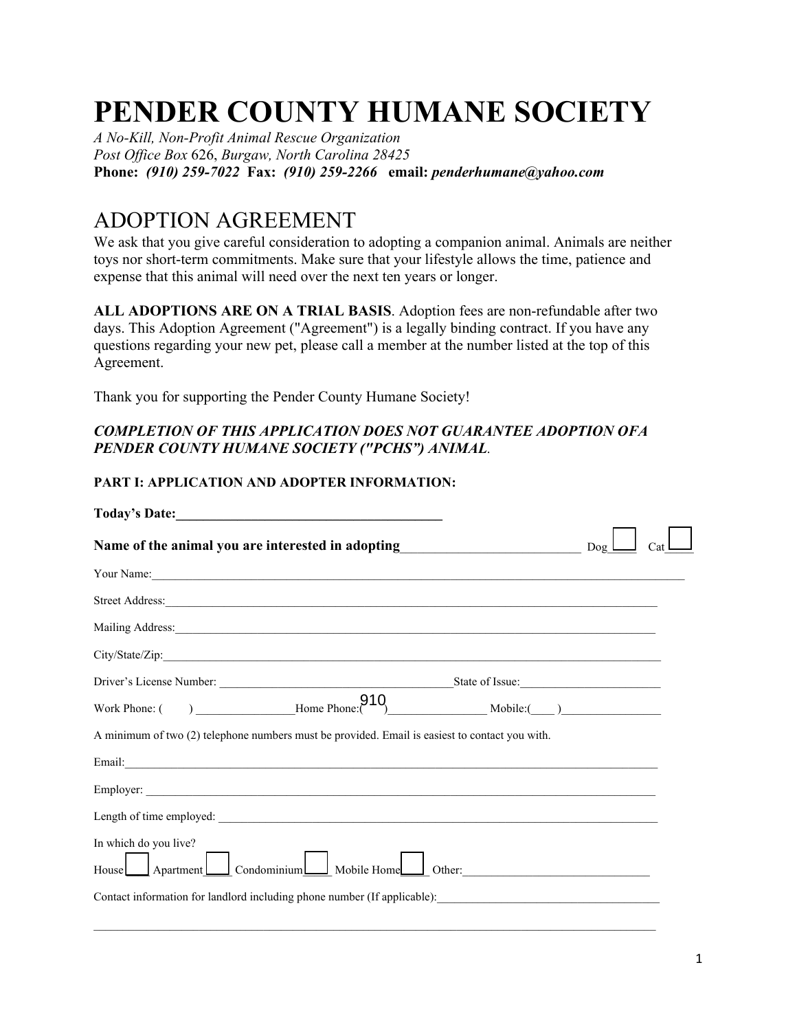# PENDER COUNTY HUMANE SOCIETY

*A No-Kill, Non-Profit Animal Rescue Organization*
*Post Office Box* 626, *Burgaw, North Carolina 28425*
**Phone:** ***(910) 259-7022*** **Fax:** ***(910) 259-2266*** **email:** ***penderhumane@yahoo.com***

## ADOPTION AGREEMENT

We ask that you give careful consideration to adopting a companion animal. Animals are neither toys nor short-term commitments. Make sure that your lifestyle allows the time, patience and expense that this animal will need over the next ten years or longer.

**ALL ADOPTIONS ARE ON A TRIAL BASIS**. Adoption fees are non-refundable after two days. This Adoption Agreement ("Agreement") is a legally binding contract. If you have any questions regarding your new pet, please call a member at the number listed at the top of this Agreement.

Thank you for supporting the Pender County Humane Society!

***COMPLETION OF THIS APPLICATION DOES NOT GUARANTEE ADOPTION OFA PENDER COUNTY HUMANE SOCIETY ("PCHS") ANIMAL.***

**PART I: APPLICATION AND ADOPTER INFORMATION:**

**Today's Date:**_______________________________________

**Name of the animal you are interested in adopting**___________________________ Dog☐ Cat☐

Your Name:_______________________________________________________________________________________

Street Address:___________________________________________________________________________________

Mailing Address:_________________________________________________________________________________

City/State/Zip:___________________________________________________________________________________

Driver's License Number: ________________________________________State of Issue:________________________

Work Phone: (     ) ________________Home Phone:(910)________________ Mobile:(____ )_________________

A minimum of two (2) telephone numbers must be provided. Email is easiest to contact you with.

Email:__________________________________________________________________________________________

Employer: _______________________________________________________________________________________

Length of time employed: __________________________________________________________________________

In which do you live?

House☐ Apartment☐ Condominium☐ Mobile Home☐ Other:_______________________________

Contact information for landlord including phone number (If applicable):______________________________________

______________________________________________________________________________________________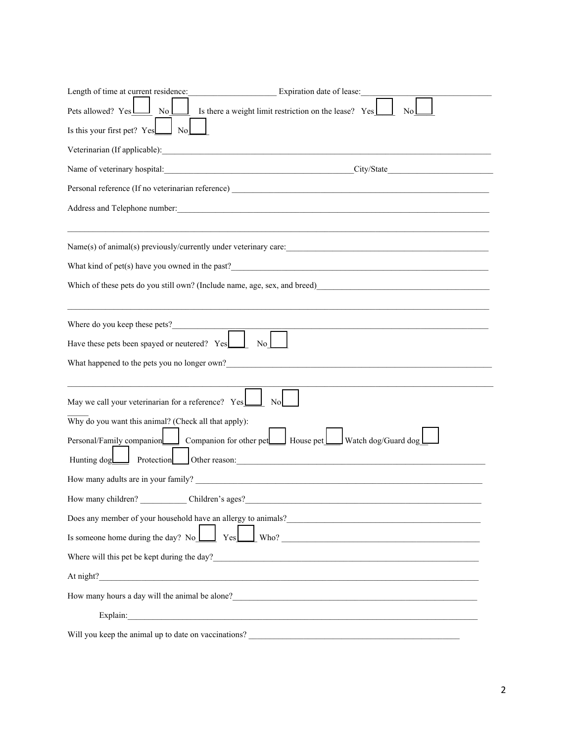Length of time at current residence:\_\_\_\_\_\_\_\_\_\_\_\_\_\_\_\_\_\_\_\_ Expiration date of lease:\_\_\_\_\_\_\_\_\_\_\_\_\_\_\_\_\_\_\_\_\_\_\_\_\_\_\_\_\_\_

Pets allowed? Yes ☐ No ☐ Is there a weight limit restriction on the lease? Yes ☐ No ☐

Is this your first pet? Yes ☐ No ☐

Veterinarian (If applicable):\_\_\_\_\_\_\_\_\_\_\_\_\_\_\_\_\_\_\_\_\_\_\_\_\_\_\_\_\_\_\_\_\_\_\_\_\_\_\_\_\_\_\_\_\_\_\_\_\_\_\_\_\_\_\_\_\_\_\_\_\_\_\_\_\_\_\_\_\_\_\_\_\_\_\_\_\_\_\_\_

Name of veterinary hospital:\_\_\_\_\_\_\_\_\_\_\_\_\_\_\_\_\_\_\_\_\_\_\_\_\_\_\_\_\_\_\_\_\_\_\_\_\_\_\_\_\_\_\_\_\_\_City/State\_\_\_\_\_\_\_\_\_\_\_\_\_\_\_\_\_\_\_\_\_\_\_\_\_

Personal reference (If no veterinarian reference) \_\_\_\_\_\_\_\_\_\_\_\_\_\_\_\_\_\_\_\_\_\_\_\_\_\_\_\_\_\_\_\_\_\_\_\_\_\_\_\_\_\_\_\_\_\_\_\_\_\_\_\_\_\_\_\_\_\_\_\_\_

Address and Telephone number:\_\_\_\_\_\_\_\_\_\_\_\_\_\_\_\_\_\_\_\_\_\_\_\_\_\_\_\_\_\_\_\_\_\_\_\_\_\_\_\_\_\_\_\_\_\_\_\_\_\_\_\_\_\_\_\_\_\_\_\_\_\_\_\_\_\_\_\_\_\_\_\_\_\_\_

\_\_\_\_\_\_\_\_\_\_\_\_\_\_\_\_\_\_\_\_\_\_\_\_\_\_\_\_\_\_\_\_\_\_\_\_\_\_\_\_\_\_\_\_\_\_\_\_\_\_\_\_\_\_\_\_\_\_\_\_\_\_\_\_\_\_\_\_\_\_\_\_\_\_\_\_\_\_\_\_\_\_\_\_\_\_\_\_\_\_\_\_\_\_\_\_\_\_\_\_\_\_\_\_\_\_\_\_

Name(s) of animal(s) previously/currently under veterinary care:\_\_\_\_\_\_\_\_\_\_\_\_\_\_\_\_\_\_\_\_\_\_\_\_\_\_\_\_\_\_\_\_\_\_\_\_\_\_\_\_\_\_\_\_\_\_\_\_\_

What kind of pet(s) have you owned in the past?\_\_\_\_\_\_\_\_\_\_\_\_\_\_\_\_\_\_\_\_\_\_\_\_\_\_\_\_\_\_\_\_\_\_\_\_\_\_\_\_\_\_\_\_\_\_\_\_\_\_\_\_\_\_\_\_\_\_\_\_\_

Which of these pets do you still own? (Include name, age, sex, and breed)\_\_\_\_\_\_\_\_\_\_\_\_\_\_\_\_\_\_\_\_\_\_\_\_\_\_\_\_\_\_\_\_\_\_\_\_\_\_\_\_\_

\_\_\_\_\_\_\_\_\_\_\_\_\_\_\_\_\_\_\_\_\_\_\_\_\_\_\_\_\_\_\_\_\_\_\_\_\_\_\_\_\_\_\_\_\_\_\_\_\_\_\_\_\_\_\_\_\_\_\_\_\_\_\_\_\_\_\_\_\_\_\_\_\_\_\_\_\_\_\_\_\_\_\_\_\_\_\_\_\_\_\_\_\_\_\_\_\_\_\_\_\_\_\_\_\_\_\_\_

Where do you keep these pets?\_\_\_\_\_\_\_\_\_\_\_\_\_\_\_\_\_\_\_\_\_\_\_\_\_\_\_\_\_\_\_\_\_\_\_\_\_\_\_\_\_\_\_\_\_\_\_\_\_\_\_\_\_\_\_\_\_\_\_\_\_\_\_\_\_\_\_\_\_\_\_\_\_\_\_\_\_\_

Have these pets been spayed or neutered? Yes ☐ No ☐

What happened to the pets you no longer own?\_\_\_\_\_\_\_\_\_\_\_\_\_\_\_\_\_\_\_\_\_\_\_\_\_\_\_\_\_\_\_\_\_\_\_\_\_\_\_\_\_\_\_\_\_\_\_\_\_\_\_\_\_\_\_\_\_\_\_\_\_\_

\_\_\_\_\_\_\_\_\_\_\_\_\_\_\_\_\_\_\_\_\_\_\_\_\_\_\_\_\_\_\_\_\_\_\_\_\_\_\_\_\_\_\_\_\_\_\_\_\_\_\_\_\_\_\_\_\_\_\_\_\_\_\_\_\_\_\_\_\_\_\_\_\_\_\_\_\_\_\_\_\_\_\_\_\_\_\_\_\_\_\_\_\_\_\_\_\_\_\_\_\_\_\_\_\_\_\_\_

May we call your veterinarian for a reference? Yes ☐ No ☐

Why do you want this animal? (Check all that apply):

Personal/Family companion ☐ Companion for other pet ☐ House pet ☐ Watch dog/Guard dog ☐

Hunting dog ☐ Protection ☐ Other reason:\_\_\_\_\_\_\_\_\_\_\_\_\_\_\_\_\_\_\_\_\_\_\_\_\_\_\_\_\_\_\_\_\_\_\_\_\_\_\_\_\_\_\_\_\_\_\_\_\_\_\_\_\_\_\_\_\_\_\_\_\_

How many adults are in your family? \_\_\_\_\_\_\_\_\_\_\_\_\_\_\_\_\_\_\_\_\_\_\_\_\_\_\_\_\_\_\_\_\_\_\_\_\_\_\_\_\_\_\_\_\_\_\_\_\_\_\_\_\_\_\_\_\_\_\_\_\_\_\_\_\_\_\_\_\_

How many children? \_\_\_\_\_\_\_\_\_\_\_ Children's ages?\_\_\_\_\_\_\_\_\_\_\_\_\_\_\_\_\_\_\_\_\_\_\_\_\_\_\_\_\_\_\_\_\_\_\_\_\_\_\_\_\_\_\_\_\_\_\_\_\_\_\_\_\_\_\_\_\_\_\_

Does any member of your household have an allergy to animals?\_\_\_\_\_\_\_\_\_\_\_\_\_\_\_\_\_\_\_\_\_\_\_\_\_\_\_\_\_\_\_\_\_\_\_\_\_\_\_\_\_\_\_\_\_\_\_

Is someone home during the day? No ☐ Yes ☐ Who? \_\_\_\_\_\_\_\_\_\_\_\_\_\_\_\_\_\_\_\_\_\_\_\_\_\_\_\_\_\_\_\_\_\_\_\_\_\_\_\_\_\_\_\_\_\_\_\_\_\_\_

Where will this pet be kept during the day?\_\_\_\_\_\_\_\_\_\_\_\_\_\_\_\_\_\_\_\_\_\_\_\_\_\_\_\_\_\_\_\_\_\_\_\_\_\_\_\_\_\_\_\_\_\_\_\_\_\_\_\_\_\_\_\_\_\_\_\_\_\_\_\_

At night?\_\_\_\_\_\_\_\_\_\_\_\_\_\_\_\_\_\_\_\_\_\_\_\_\_\_\_\_\_\_\_\_\_\_\_\_\_\_\_\_\_\_\_\_\_\_\_\_\_\_\_\_\_\_\_\_\_\_\_\_\_\_\_\_\_\_\_\_\_\_\_\_\_\_\_\_\_\_\_\_\_\_\_\_\_\_\_\_\_\_\_\_\_\_\_

How many hours a day will the animal be alone?\_\_\_\_\_\_\_\_\_\_\_\_\_\_\_\_\_\_\_\_\_\_\_\_\_\_\_\_\_\_\_\_\_\_\_\_\_\_\_\_\_\_\_\_\_\_\_\_\_\_\_\_\_\_\_\_\_\_\_\_

Explain:\_\_\_\_\_\_\_\_\_\_\_\_\_\_\_\_\_\_\_\_\_\_\_\_\_\_\_\_\_\_\_\_\_\_\_\_\_\_\_\_\_\_\_\_\_\_\_\_\_\_\_\_\_\_\_\_\_\_\_\_\_\_\_\_\_\_\_\_\_\_\_\_\_\_\_\_\_\_\_\_\_\_\_\_\_\_\_\_\_\_\_

Will you keep the animal up to date on vaccinations? \_\_\_\_\_\_\_\_\_\_\_\_\_\_\_\_\_\_\_\_\_\_\_\_\_\_\_\_\_\_\_\_\_\_\_\_\_\_\_\_\_\_\_\_\_\_\_\_\_\_\_\_\_\_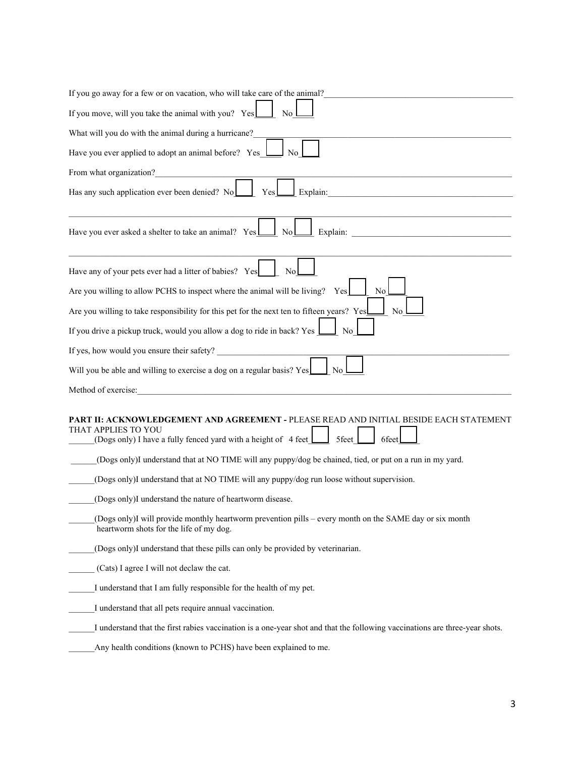If you go away for a few or on vacation, who will take care of the animal?____________________________________________

If you move, will you take the animal with you? Yes____ No____

What will you do with the animal during a hurricane?____________________________________________

Have you ever applied to adopt an animal before? Yes____ No____

From what organization?____________________________________________

Has any such application ever been denied? No____ Yes____ Explain:____________________________________________

____________________________________________________________________________________________

Have you ever asked a shelter to take an animal? Yes____ No____ Explain: ____________________________________________

____________________________________________________________________________________________

Have any of your pets ever had a litter of babies? Yes____ No____

Are you willing to allow PCHS to inspect where the animal will be living? Yes____ No____

Are you willing to take responsibility for this pet for the next ten to fifteen years? Yes____ No____

If you drive a pickup truck, would you allow a dog to ride in back? Yes ____ No____

If yes, how would you ensure their safety? ____________________________________________

Will you be able and willing to exercise a dog on a regular basis? Yes____ No____

Method of exercise:____________________________________________

**PART II: ACKNOWLEDGEMENT AND AGREEMENT -** PLEASE READ AND INITIAL BESIDE EACH STATEMENT THAT APPLIES TO YOU

______(Dogs only) I have a fully fenced yard with a height of 4 feet____ 5feet____ 6feet____

______(Dogs only)I understand that at NO TIME will any puppy/dog be chained, tied, or put on a run in my yard.

______(Dogs only)I understand that at NO TIME will any puppy/dog run loose without supervision.

______(Dogs only)I understand the nature of heartworm disease.

______(Dogs only)I will provide monthly heartworm prevention pills – every month on the SAME day or six month heartworm shots for the life of my dog.

______(Dogs only)I understand that these pills can only be provided by veterinarian.

______ (Cats) I agree I will not declaw the cat.

______I understand that I am fully responsible for the health of my pet.

______I understand that all pets require annual vaccination.

______I understand that the first rabies vaccination is a one-year shot and that the following vaccinations are three-year shots.

______Any health conditions (known to PCHS) have been explained to me.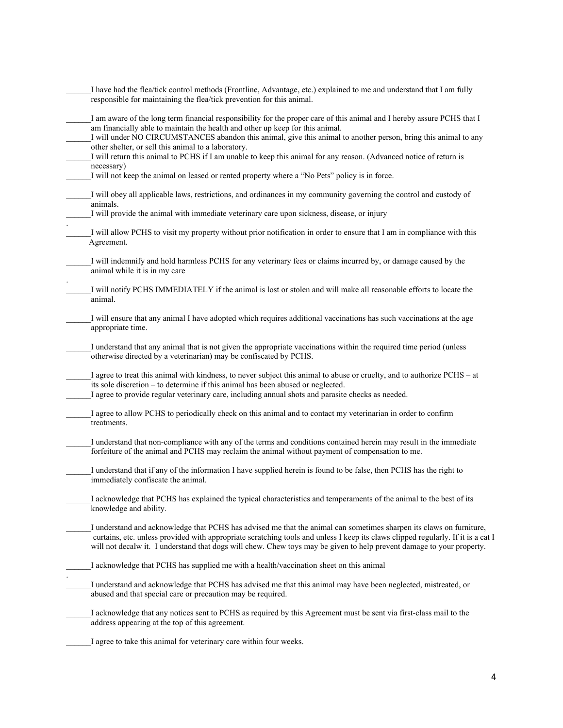______I have had the flea/tick control methods (Frontline, Advantage, etc.) explained to me and understand that I am fully responsible for maintaining the flea/tick prevention for this animal.

______I am aware of the long term financial responsibility for the proper care of this animal and I hereby assure PCHS that I am financially able to maintain the health and other up keep for this animal.

______I will under NO CIRCUMSTANCES abandon this animal, give this animal to another person, bring this animal to any other shelter, or sell this animal to a laboratory.

______I will return this animal to PCHS if I am unable to keep this animal for any reason. (Advanced notice of return is necessary)

______I will not keep the animal on leased or rented property where a "No Pets" policy is in force.

______I will obey all applicable laws, restrictions, and ordinances in my community governing the control and custody of animals.

______I will provide the animal with immediate veterinary care upon sickness, disease, or injury

.

______I will allow PCHS to visit my property without prior notification in order to ensure that I am in compliance with this Agreement.

______I will indemnify and hold harmless PCHS for any veterinary fees or claims incurred by, or damage caused by the animal while it is in my care

.

______I will notify PCHS IMMEDIATELY if the animal is lost or stolen and will make all reasonable efforts to locate the animal.

______I will ensure that any animal I have adopted which requires additional vaccinations has such vaccinations at the age appropriate time.

______I understand that any animal that is not given the appropriate vaccinations within the required time period (unless otherwise directed by a veterinarian) may be confiscated by PCHS.

______I agree to treat this animal with kindness, to never subject this animal to abuse or cruelty, and to authorize PCHS – at its sole discretion – to determine if this animal has been abused or neglected.

______I agree to provide regular veterinary care, including annual shots and parasite checks as needed.

______I agree to allow PCHS to periodically check on this animal and to contact my veterinarian in order to confirm treatments.

______I understand that non-compliance with any of the terms and conditions contained herein may result in the immediate forfeiture of the animal and PCHS may reclaim the animal without payment of compensation to me.

______I understand that if any of the information I have supplied herein is found to be false, then PCHS has the right to immediately confiscate the animal.

______I acknowledge that PCHS has explained the typical characteristics and temperaments of the animal to the best of its knowledge and ability.

______I understand and acknowledge that PCHS has advised me that the animal can sometimes sharpen its claws on furniture, curtains, etc. unless provided with appropriate scratching tools and unless I keep its claws clipped regularly. If it is a cat I will not decalw it. I understand that dogs will chew. Chew toys may be given to help prevent damage to your property.

______I acknowledge that PCHS has supplied me with a health/vaccination sheet on this animal

.

______I understand and acknowledge that PCHS has advised me that this animal may have been neglected, mistreated, or abused and that special care or precaution may be required.

______I acknowledge that any notices sent to PCHS as required by this Agreement must be sent via first-class mail to the address appearing at the top of this agreement.

______I agree to take this animal for veterinary care within four weeks.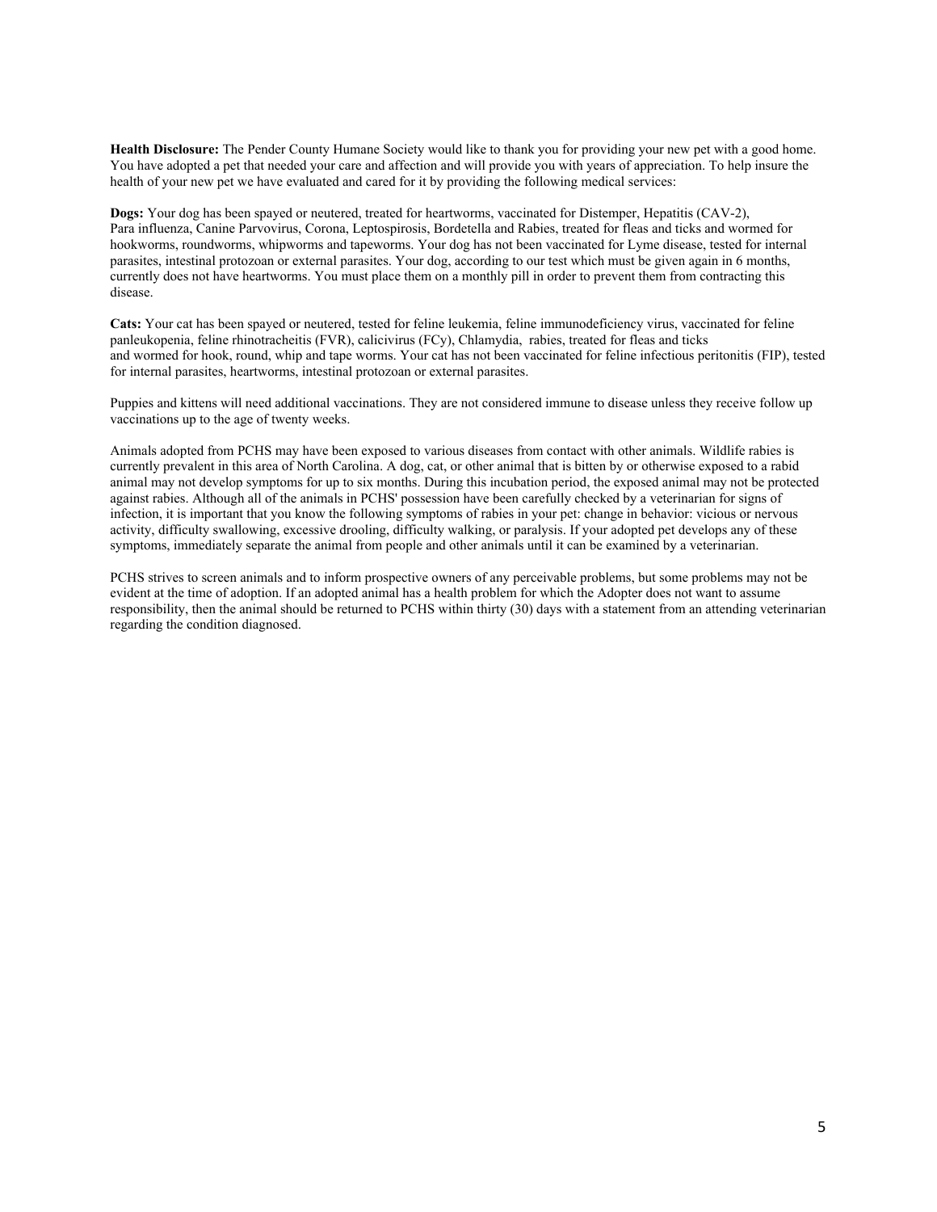**Health Disclosure:** The Pender County Humane Society would like to thank you for providing your new pet with a good home. You have adopted a pet that needed your care and affection and will provide you with years of appreciation. To help insure the health of your new pet we have evaluated and cared for it by providing the following medical services:

**Dogs:** Your dog has been spayed or neutered, treated for heartworms, vaccinated for Distemper, Hepatitis (CAV-2), Para influenza, Canine Parvovirus, Corona, Leptospirosis, Bordetella and Rabies, treated for fleas and ticks and wormed for hookworms, roundworms, whipworms and tapeworms. Your dog has not been vaccinated for Lyme disease, tested for internal parasites, intestinal protozoan or external parasites. Your dog, according to our test which must be given again in 6 months, currently does not have heartworms. You must place them on a monthly pill in order to prevent them from contracting this disease.

**Cats:** Your cat has been spayed or neutered, tested for feline leukemia, feline immunodeficiency virus, vaccinated for feline panleukopenia, feline rhinotracheitis (FVR), calicivirus (FCy), Chlamydia, rabies, treated for fleas and ticks and wormed for hook, round, whip and tape worms. Your cat has not been vaccinated for feline infectious peritonitis (FIP), tested for internal parasites, heartworms, intestinal protozoan or external parasites.

Puppies and kittens will need additional vaccinations. They are not considered immune to disease unless they receive follow up vaccinations up to the age of twenty weeks.

Animals adopted from PCHS may have been exposed to various diseases from contact with other animals. Wildlife rabies is currently prevalent in this area of North Carolina. A dog, cat, or other animal that is bitten by or otherwise exposed to a rabid animal may not develop symptoms for up to six months. During this incubation period, the exposed animal may not be protected against rabies. Although all of the animals in PCHS' possession have been carefully checked by a veterinarian for signs of infection, it is important that you know the following symptoms of rabies in your pet: change in behavior: vicious or nervous activity, difficulty swallowing, excessive drooling, difficulty walking, or paralysis. If your adopted pet develops any of these symptoms, immediately separate the animal from people and other animals until it can be examined by a veterinarian.

PCHS strives to screen animals and to inform prospective owners of any perceivable problems, but some problems may not be evident at the time of adoption. If an adopted animal has a health problem for which the Adopter does not want to assume responsibility, then the animal should be returned to PCHS within thirty (30) days with a statement from an attending veterinarian regarding the condition diagnosed.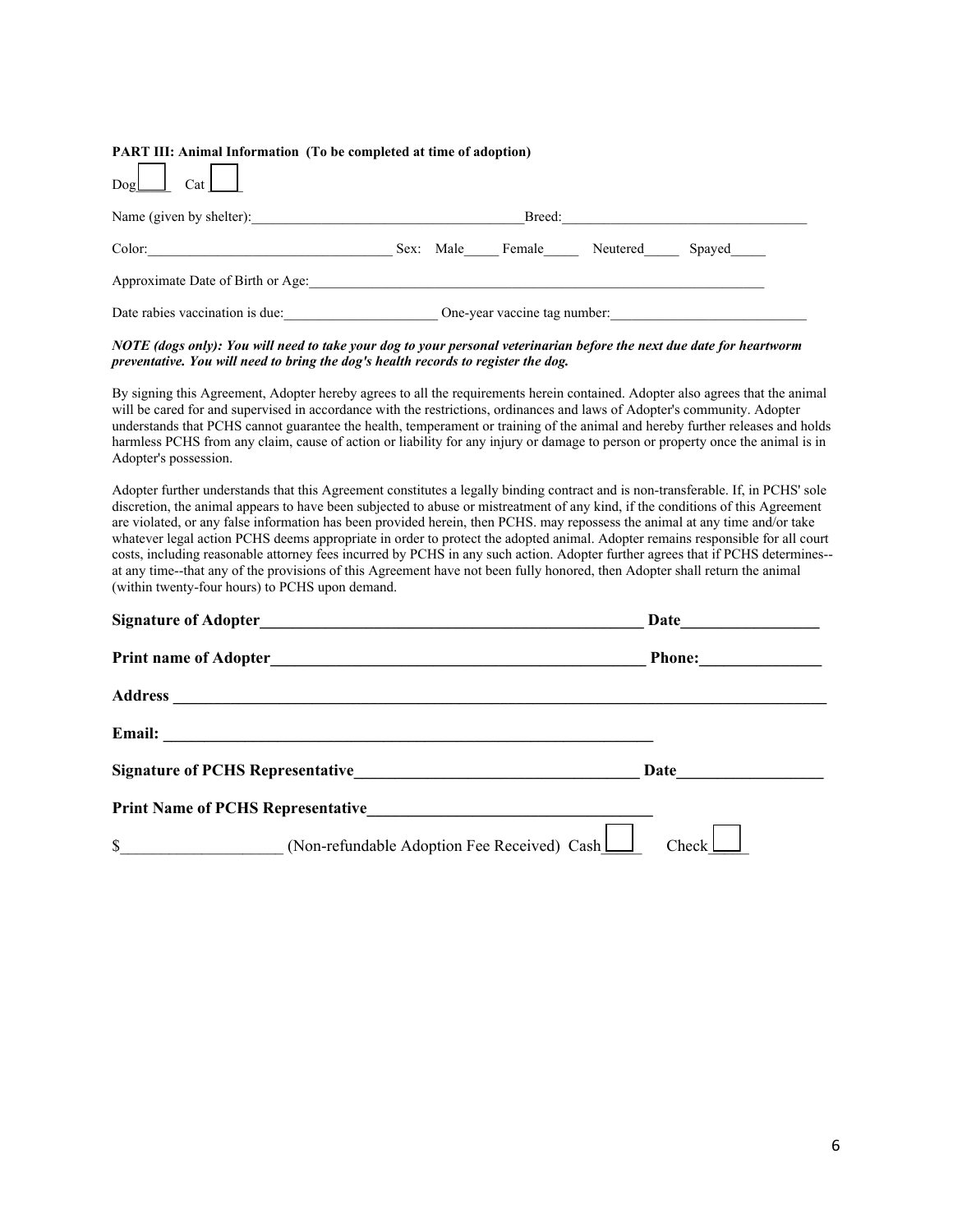**PART III: Animal Information (To be completed at time of adoption)**

Dog☐ Cat ☐

Name (given by shelter):_______________________________________Breed:___________________________________

Color:___________________________________ Sex: Male_____ Female_____ Neutered_____ Spayed_____

Approximate Date of Birth or Age:____________________________________________________________________

Date rabies vaccination is due:______________________ One-year vaccine tag number:____________________________

***NOTE (dogs only): You will need to take your dog to your personal veterinarian before the next due date for heartworm preventative. You will need to bring the dog's health records to register the dog.***

By signing this Agreement, Adopter hereby agrees to all the requirements herein contained. Adopter also agrees that the animal will be cared for and supervised in accordance with the restrictions, ordinances and laws of Adopter's community. Adopter understands that PCHS cannot guarantee the health, temperament or training of the animal and hereby further releases and holds harmless PCHS from any claim, cause of action or liability for any injury or damage to person or property once the animal is in Adopter's possession.

Adopter further understands that this Agreement constitutes a legally binding contract and is non-transferable. If, in PCHS' sole discretion, the animal appears to have been subjected to abuse or mistreatment of any kind, if the conditions of this Agreement are violated, or any false information has been provided herein, then PCHS. may repossess the animal at any time and/or take whatever legal action PCHS deems appropriate in order to protect the adopted animal. Adopter remains responsible for all court costs, including reasonable attorney fees incurred by PCHS in any such action. Adopter further agrees that if PCHS determines--at any time--that any of the provisions of this Agreement have not been fully honored, then Adopter shall return the animal (within twenty-four hours) to PCHS upon demand.

**Signature of Adopter__________________________________________________ Date_________________**

**Print name of Adopter_________________________________________________ Phone:_______________**

**Address ______________________________________________________________________________________**

**Email: _______________________________________________________________**

**Signature of PCHS Representative____________________________________ Date__________________**

**Print Name of PCHS Representative____________________________________**

$____________________ (Non-refundable Adoption Fee Received) Cash ☐ Check ☐